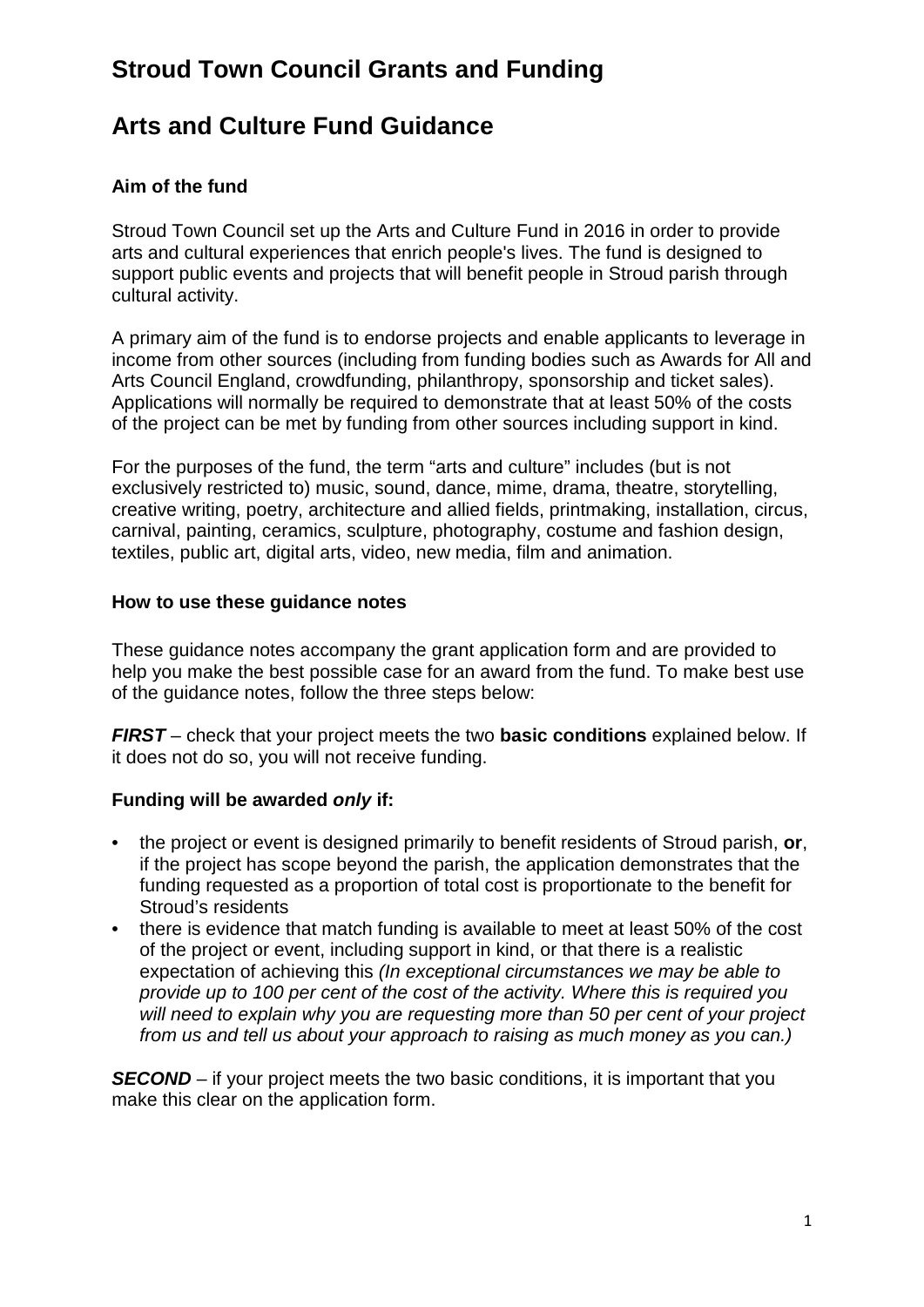# Stroud Town Council Grants and Funding

# Arts and Culture Fund Guidance

### Aim of the fund

Stroud Town Council set up the Arts and Culture Fund in 2016 in order to provide arts and cultural experiences that enrich people's lives. The fund is designed to support public events and projects that will benefit people in Stroud parish through cultural activity.

A primary aim of the fund is to endorse projects and enable applicants to leverage in income from other sources (including from funding bodies such as Awards for All and Arts Council England, crowdfunding, philanthropy, sponsorship and ticket sales). Applications will normally be required to demonstrate that at least 50% of the costs of the project can be met by funding from other sources including support in kind.

For the purposes of the fund, the term "arts and culture" includes (but is not exclusively restricted to) music, sound, dance, mime, drama, theatre, storytelling, creative writing, poetry, architecture and allied fields, printmaking, installation, circus, carnival, painting, ceramics, sculpture, photography, costume and fashion design, textiles, public art, digital arts, video, new media, film and animation.

### How to use these guidance notes

These guidance notes accompany the grant application form and are provided to help you make the best possible case for an award from the fund. To make best use of the guidance notes, follow the three steps below:

***FIRST*** – check that your project meets the two **basic conditions** explained below. If it does not do so, you will not receive funding.

**Funding will be awarded *only* if:**

- the project or event is designed primarily to benefit residents of Stroud parish, **or**, if the project has scope beyond the parish, the application demonstrates that the funding requested as a proportion of total cost is proportionate to the benefit for Stroud's residents
- there is evidence that match funding is available to meet at least 50% of the cost of the project or event, including support in kind, or that there is a realistic expectation of achieving this *(In exceptional circumstances we may be able to provide up to 100 per cent of the cost of the activity. Where this is required you will need to explain why you are requesting more than 50 per cent of your project from us and tell us about your approach to raising as much money as you can.)*

***SECOND*** – if your project meets the two basic conditions, it is important that you make this clear on the application form.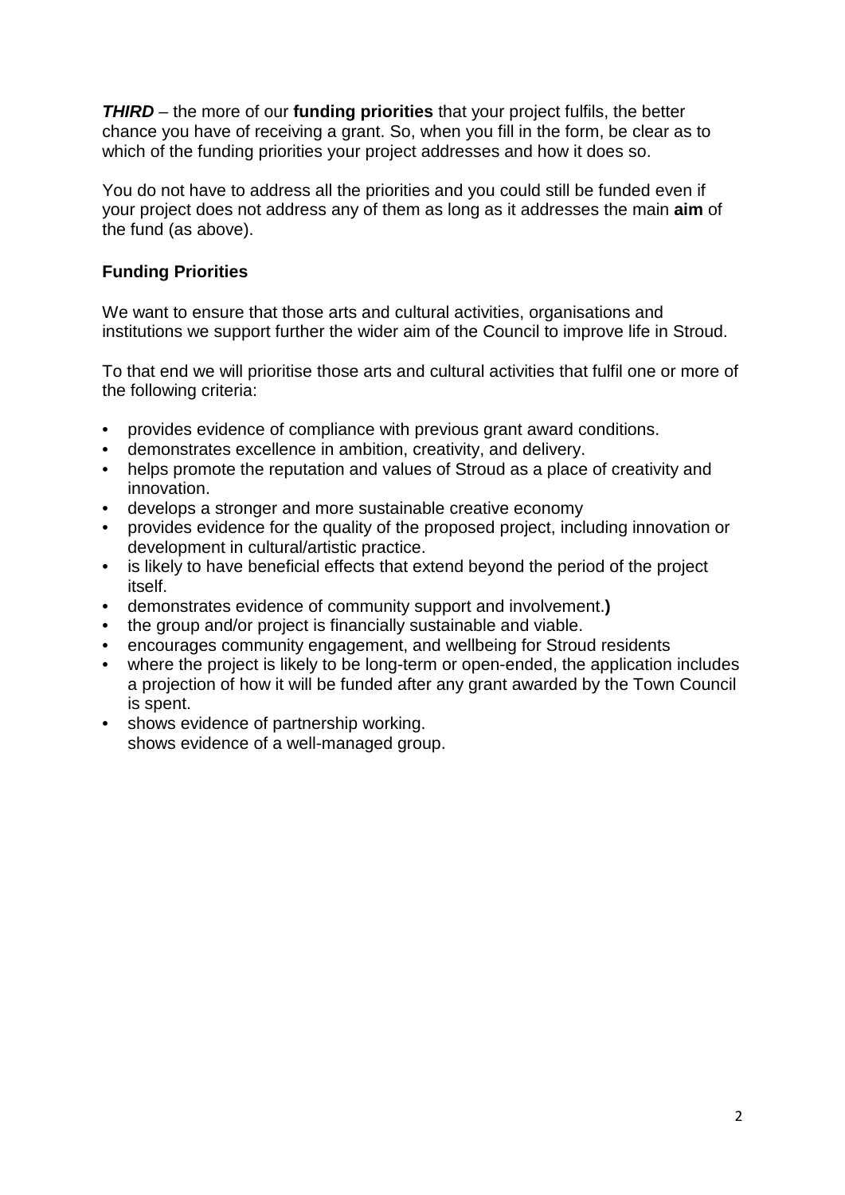***THIRD*** – the more of our **funding priorities** that your project fulfils, the better chance you have of receiving a grant. So, when you fill in the form, be clear as to which of the funding priorities your project addresses and how it does so.

You do not have to address all the priorities and you could still be funded even if your project does not address any of them as long as it addresses the main **aim** of the fund (as above).

## Funding Priorities

We want to ensure that those arts and cultural activities, organisations and institutions we support further the wider aim of the Council to improve life in Stroud.

To that end we will prioritise those arts and cultural activities that fulfil one or more of the following criteria:

- provides evidence of compliance with previous grant award conditions.
- demonstrates excellence in ambition, creativity, and delivery.
- helps promote the reputation and values of Stroud as a place of creativity and innovation.
- develops a stronger and more sustainable creative economy
- provides evidence for the quality of the proposed project, including innovation or development in cultural/artistic practice.
- is likely to have beneficial effects that extend beyond the period of the project itself.
- demonstrates evidence of community support and involvement.**)**
- the group and/or project is financially sustainable and viable.
- encourages community engagement, and wellbeing for Stroud residents
- where the project is likely to be long-term or open-ended, the application includes a projection of how it will be funded after any grant awarded by the Town Council is spent.
- shows evidence of partnership working.
  shows evidence of a well-managed group.